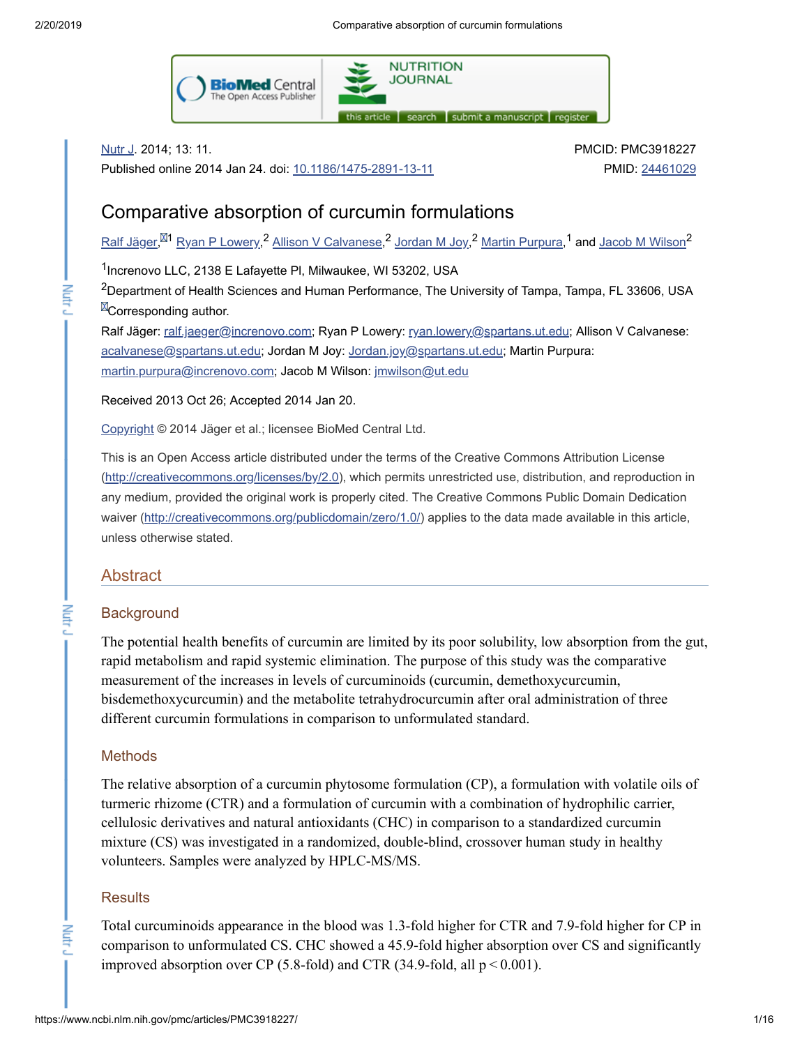Nutr J. 2014; 13: 11.
Published online 2014 Jan 24. doi: 10.1186/1475-2891-13-11

PMCID: PMC3918227
PMID: 24461029

# Comparative absorption of curcumin formulations

Ralf Jäger,[✉1] Ryan P Lowery,[2] Allison V Calvanese,[2] Jordan M Joy,[2] Martin Purpura,[1] and Jacob M Wilson[2]

[1]Increnovo LLC, 2138 E Lafayette Pl, Milwaukee, WI 53202, USA

[2]Department of Health Sciences and Human Performance, The University of Tampa, Tampa, FL 33606, USA

✉Corresponding author.

Ralf Jäger: ralf.jaeger@increnovo.com; Ryan P Lowery: ryan.lowery@spartans.ut.edu; Allison V Calvanese: acalvanese@spartans.ut.edu; Jordan M Joy: Jordan.joy@spartans.ut.edu; Martin Purpura: martin.purpura@increnovo.com; Jacob M Wilson: jmwilson@ut.edu

Received 2013 Oct 26; Accepted 2014 Jan 20.

Copyright © 2014 Jäger et al.; licensee BioMed Central Ltd.

This is an Open Access article distributed under the terms of the Creative Commons Attribution License (http://creativecommons.org/licenses/by/2.0), which permits unrestricted use, distribution, and reproduction in any medium, provided the original work is properly cited. The Creative Commons Public Domain Dedication waiver (http://creativecommons.org/publicdomain/zero/1.0/) applies to the data made available in this article, unless otherwise stated.

## Abstract

### Background

The potential health benefits of curcumin are limited by its poor solubility, low absorption from the gut, rapid metabolism and rapid systemic elimination. The purpose of this study was the comparative measurement of the increases in levels of curcuminoids (curcumin, demethoxycurcumin, bisdemethoxycurcumin) and the metabolite tetrahydrocurcumin after oral administration of three different curcumin formulations in comparison to unformulated standard.

### Methods

The relative absorption of a curcumin phytosome formulation (CP), a formulation with volatile oils of turmeric rhizome (CTR) and a formulation of curcumin with a combination of hydrophilic carrier, cellulosic derivatives and natural antioxidants (CHC) in comparison to a standardized curcumin mixture (CS) was investigated in a randomized, double-blind, crossover human study in healthy volunteers. Samples were analyzed by HPLC-MS/MS.

### Results

Total curcuminoids appearance in the blood was 1.3-fold higher for CTR and 7.9-fold higher for CP in comparison to unformulated CS. CHC showed a 45.9-fold higher absorption over CS and significantly improved absorption over CP (5.8-fold) and CTR (34.9-fold, all $p < 0.001$).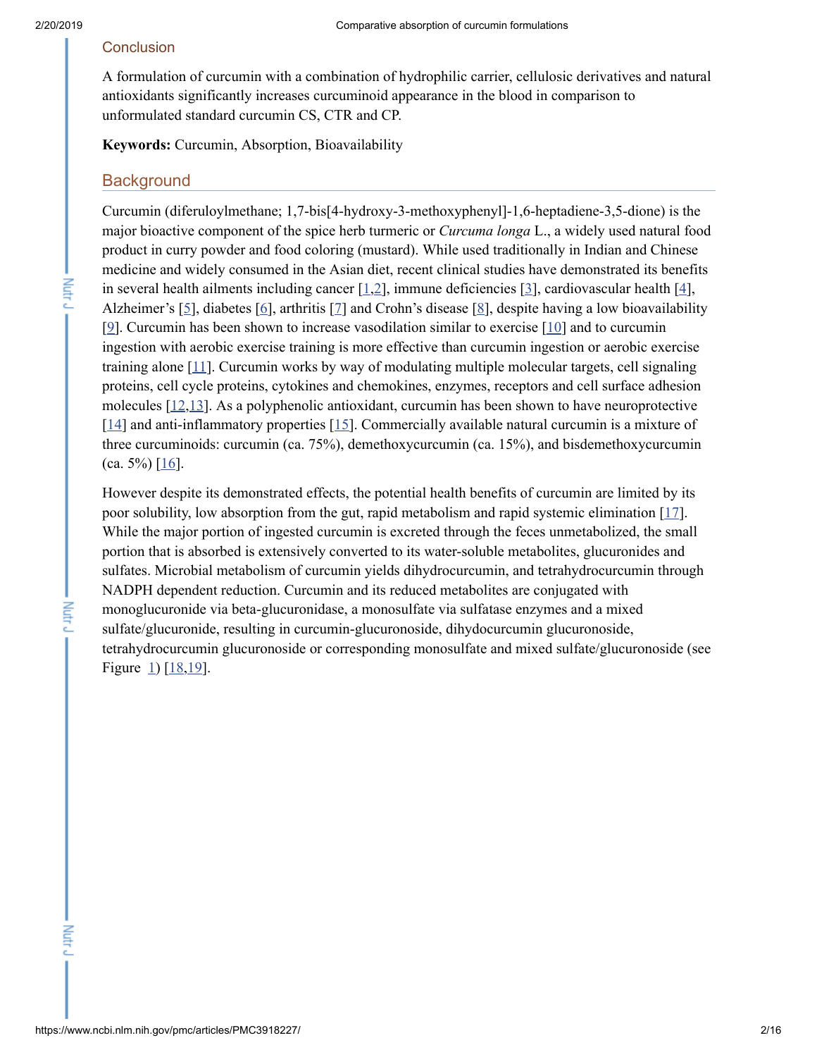## Conclusion

A formulation of curcumin with a combination of hydrophilic carrier, cellulosic derivatives and natural antioxidants significantly increases curcuminoid appearance in the blood in comparison to unformulated standard curcumin CS, CTR and CP.

**Keywords:** Curcumin, Absorption, Bioavailability

## Background

Curcumin (diferuloylmethane; 1,7-bis[4-hydroxy-3-methoxyphenyl]-1,6-heptadiene-3,5-dione) is the major bioactive component of the spice herb turmeric or *Curcuma longa* L., a widely used natural food product in curry powder and food coloring (mustard). While used traditionally in Indian and Chinese medicine and widely consumed in the Asian diet, recent clinical studies have demonstrated its benefits in several health ailments including cancer [1,2], immune deficiencies [3], cardiovascular health [4], Alzheimer's [5], diabetes [6], arthritis [7] and Crohn's disease [8], despite having a low bioavailability [9]. Curcumin has been shown to increase vasodilation similar to exercise [10] and to curcumin ingestion with aerobic exercise training is more effective than curcumin ingestion or aerobic exercise training alone [11]. Curcumin works by way of modulating multiple molecular targets, cell signaling proteins, cell cycle proteins, cytokines and chemokines, enzymes, receptors and cell surface adhesion molecules [12,13]. As a polyphenolic antioxidant, curcumin has been shown to have neuroprotective [14] and anti-inflammatory properties [15]. Commercially available natural curcumin is a mixture of three curcuminoids: curcumin (ca. 75%), demethoxycurcumin (ca. 15%), and bisdemethoxycurcumin (ca. 5%) [16].

However despite its demonstrated effects, the potential health benefits of curcumin are limited by its poor solubility, low absorption from the gut, rapid metabolism and rapid systemic elimination [17]. While the major portion of ingested curcumin is excreted through the feces unmetabolized, the small portion that is absorbed is extensively converted to its water-soluble metabolites, glucuronides and sulfates. Microbial metabolism of curcumin yields dihydrocurcumin, and tetrahydrocurcumin through NADPH dependent reduction. Curcumin and its reduced metabolites are conjugated with monoglucuronide via beta-glucuronidase, a monosulfate via sulfatase enzymes and a mixed sulfate/glucuronide, resulting in curcumin-glucuronoside, dihydocurcumin glucuronoside, tetrahydrocurcumin glucuronoside or corresponding monosulfate and mixed sulfate/glucuronoside (see Figure 1) [18,19].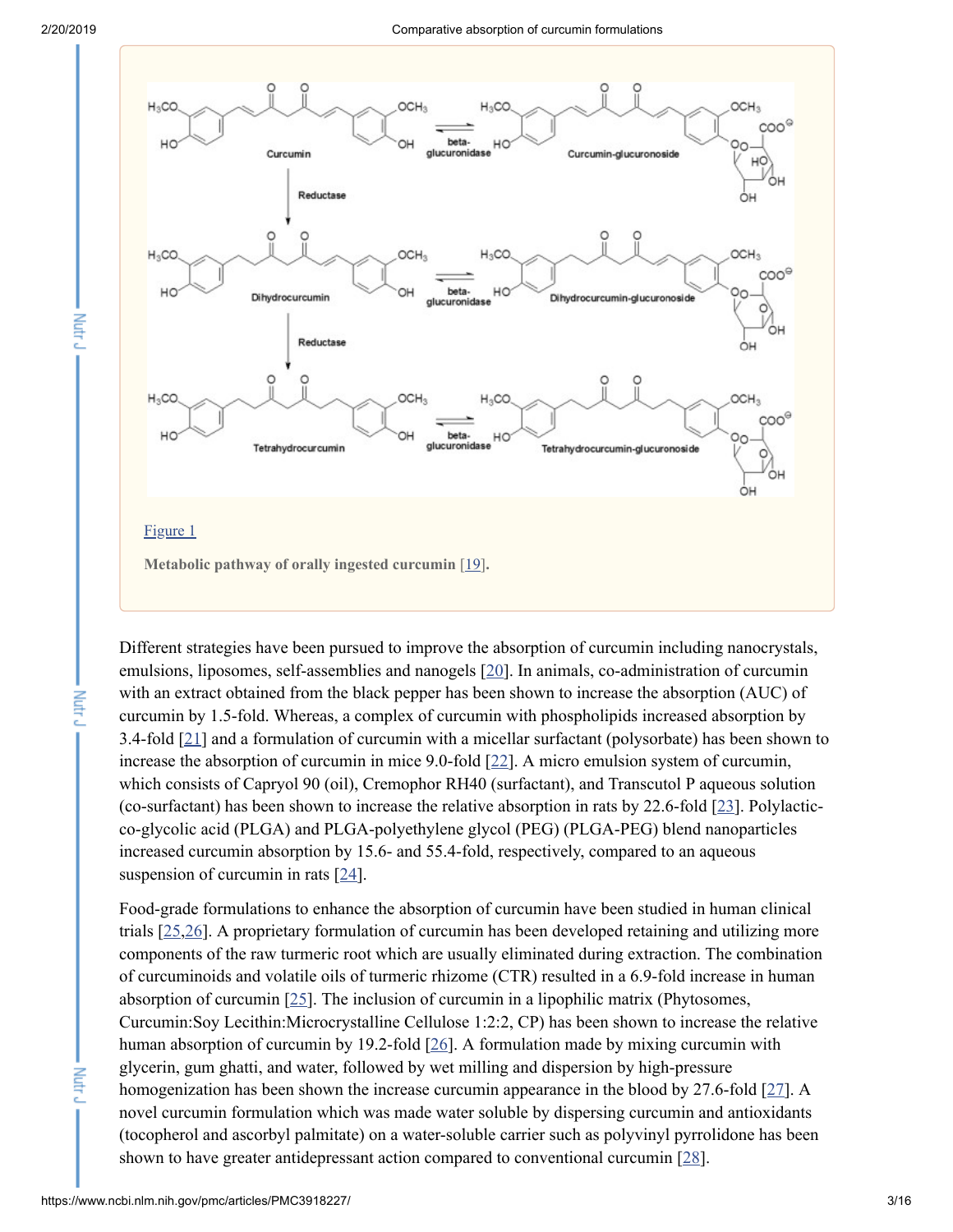Figure 1

**Metabolic pathway of orally ingested curcumin** [19].

Different strategies have been pursued to improve the absorption of curcumin including nanocrystals, emulsions, liposomes, self-assemblies and nanogels [20]. In animals, co-administration of curcumin with an extract obtained from the black pepper has been shown to increase the absorption (AUC) of curcumin by 1.5-fold. Whereas, a complex of curcumin with phospholipids increased absorption by 3.4-fold [21] and a formulation of curcumin with a micellar surfactant (polysorbate) has been shown to increase the absorption of curcumin in mice 9.0-fold [22]. A micro emulsion system of curcumin, which consists of Capryol 90 (oil), Cremophor RH40 (surfactant), and Transcutol P aqueous solution (co-surfactant) has been shown to increase the relative absorption in rats by 22.6-fold [23]. Polylactic-co-glycolic acid (PLGA) and PLGA-polyethylene glycol (PEG) (PLGA-PEG) blend nanoparticles increased curcumin absorption by 15.6- and 55.4-fold, respectively, compared to an aqueous suspension of curcumin in rats [24].

Food-grade formulations to enhance the absorption of curcumin have been studied in human clinical trials [25,26]. A proprietary formulation of curcumin has been developed retaining and utilizing more components of the raw turmeric root which are usually eliminated during extraction. The combination of curcuminoids and volatile oils of turmeric rhizome (CTR) resulted in a 6.9-fold increase in human absorption of curcumin [25]. The inclusion of curcumin in a lipophilic matrix (Phytosomes, Curcumin:Soy Lecithin:Microcrystalline Cellulose 1:2:2, CP) has been shown to increase the relative human absorption of curcumin by 19.2-fold [26]. A formulation made by mixing curcumin with glycerin, gum ghatti, and water, followed by wet milling and dispersion by high-pressure homogenization has been shown the increase curcumin appearance in the blood by 27.6-fold [27]. A novel curcumin formulation which was made water soluble by dispersing curcumin and antioxidants (tocopherol and ascorbyl palmitate) on a water-soluble carrier such as polyvinyl pyrrolidone has been shown to have greater antidepressant action compared to conventional curcumin [28].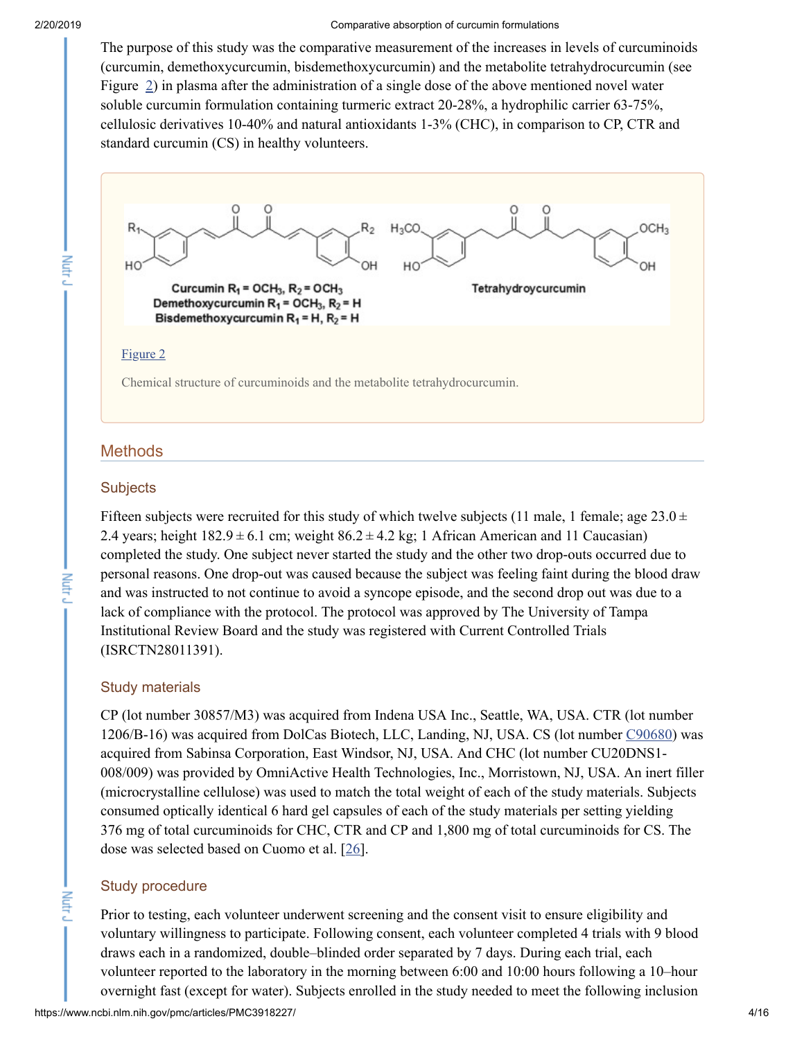The purpose of this study was the comparative measurement of the increases in levels of curcuminoids (curcumin, demethoxycurcumin, bisdemethoxycurcumin) and the metabolite tetrahydrocurcumin (see Figure 2) in plasma after the administration of a single dose of the above mentioned novel water soluble curcumin formulation containing turmeric extract 20-28%, a hydrophilic carrier 63-75%, cellulosic derivatives 10-40% and natural antioxidants 1-3% (CHC), in comparison to CP, CTR and standard curcumin (CS) in healthy volunteers.

Figure 2

Chemical structure of curcuminoids and the metabolite tetrahydrocurcumin.

## Methods

### Subjects

Fifteen subjects were recruited for this study of which twelve subjects (11 male, 1 female; age 23.0 ± 2.4 years; height 182.9 ± 6.1 cm; weight 86.2 ± 4.2 kg; 1 African American and 11 Caucasian) completed the study. One subject never started the study and the other two drop-outs occurred due to personal reasons. One drop-out was caused because the subject was feeling faint during the blood draw and was instructed to not continue to avoid a syncope episode, and the second drop out was due to a lack of compliance with the protocol. The protocol was approved by The University of Tampa Institutional Review Board and the study was registered with Current Controlled Trials (ISRCTN28011391).

### Study materials

CP (lot number 30857/M3) was acquired from Indena USA Inc., Seattle, WA, USA. CTR (lot number 1206/B-16) was acquired from DolCas Biotech, LLC, Landing, NJ, USA. CS (lot number C90680) was acquired from Sabinsa Corporation, East Windsor, NJ, USA. And CHC (lot number CU20DNS1-008/009) was provided by OmniActive Health Technologies, Inc., Morristown, NJ, USA. An inert filler (microcrystalline cellulose) was used to match the total weight of each of the study materials. Subjects consumed optically identical 6 hard gel capsules of each of the study materials per setting yielding 376 mg of total curcuminoids for CHC, CTR and CP and 1,800 mg of total curcuminoids for CS. The dose was selected based on Cuomo et al. [26].

### Study procedure

Prior to testing, each volunteer underwent screening and the consent visit to ensure eligibility and voluntary willingness to participate. Following consent, each volunteer completed 4 trials with 9 blood draws each in a randomized, double–blinded order separated by 7 days. During each trial, each volunteer reported to the laboratory in the morning between 6:00 and 10:00 hours following a 10–hour overnight fast (except for water). Subjects enrolled in the study needed to meet the following inclusion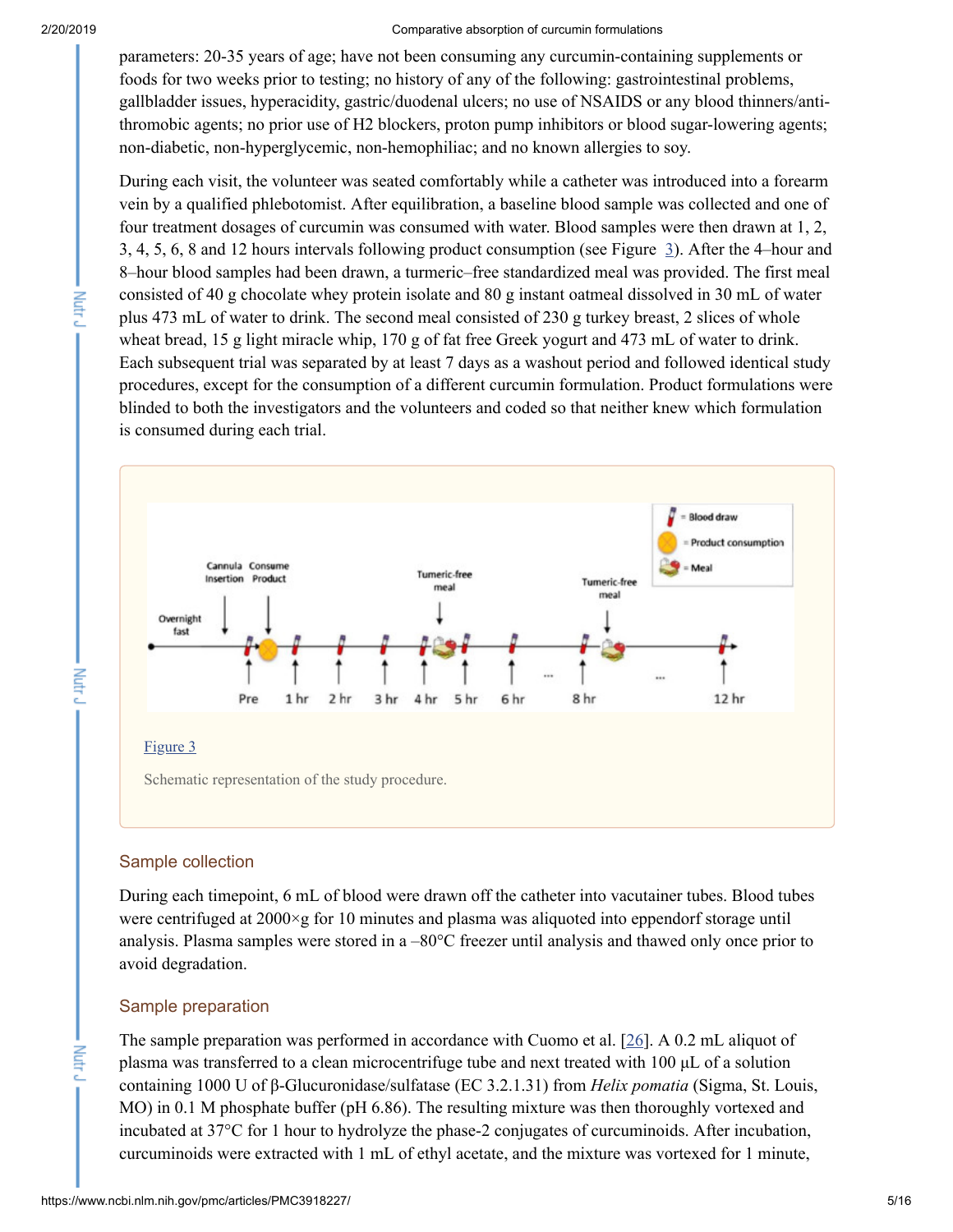parameters: 20-35 years of age; have not been consuming any curcumin-containing supplements or foods for two weeks prior to testing; no history of any of the following: gastrointestinal problems, gallbladder issues, hyperacidity, gastric/duodenal ulcers; no use of NSAIDS or any blood thinners/anti-thrombic agents; no prior use of H2 blockers, proton pump inhibitors or blood sugar-lowering agents; non-diabetic, non-hyperglycemic, non-hemophiliac; and no known allergies to soy.

During each visit, the volunteer was seated comfortably while a catheter was introduced into a forearm vein by a qualified phlebotomist. After equilibration, a baseline blood sample was collected and one of four treatment dosages of curcumin was consumed with water. Blood samples were then drawn at 1, 2, 3, 4, 5, 6, 8 and 12 hours intervals following product consumption (see Figure 3). After the 4–hour and 8–hour blood samples had been drawn, a turmeric–free standardized meal was provided. The first meal consisted of 40 g chocolate whey protein isolate and 80 g instant oatmeal dissolved in 30 mL of water plus 473 mL of water to drink. The second meal consisted of 230 g turkey breast, 2 slices of whole wheat bread, 15 g light miracle whip, 170 g of fat free Greek yogurt and 473 mL of water to drink. Each subsequent trial was separated by at least 7 days as a washout period and followed identical study procedures, except for the consumption of a different curcumin formulation. Product formulations were blinded to both the investigators and the volunteers and coded so that neither knew which formulation is consumed during each trial.

Figure 3

Schematic representation of the study procedure.

## Sample collection

During each timepoint, 6 mL of blood were drawn off the catheter into vacutainer tubes. Blood tubes were centrifuged at 2000×g for 10 minutes and plasma was aliquoted into eppendorf storage until analysis. Plasma samples were stored in a –80°C freezer until analysis and thawed only once prior to avoid degradation.

## Sample preparation

The sample preparation was performed in accordance with Cuomo et al. [26]. A 0.2 mL aliquot of plasma was transferred to a clean microcentrifuge tube and next treated with 100 μL of a solution containing 1000 U of β-Glucuronidase/sulfatase (EC 3.2.1.31) from *Helix pomatia* (Sigma, St. Louis, MO) in 0.1 M phosphate buffer (pH 6.86). The resulting mixture was then thoroughly vortexed and incubated at 37°C for 1 hour to hydrolyze the phase-2 conjugates of curcuminoids. After incubation, curcuminoids were extracted with 1 mL of ethyl acetate, and the mixture was vortexed for 1 minute,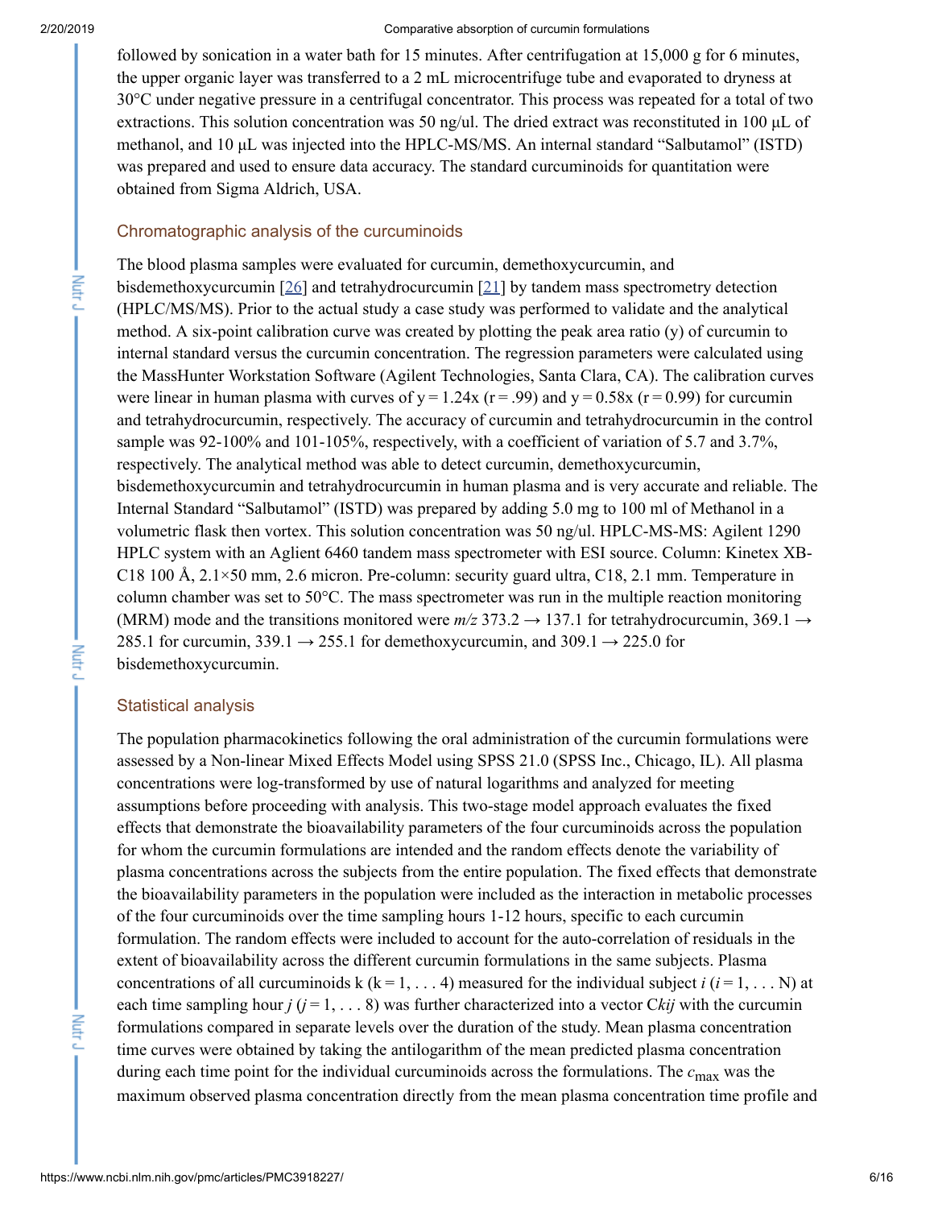followed by sonication in a water bath for 15 minutes. After centrifugation at 15,000 g for 6 minutes, the upper organic layer was transferred to a 2 mL microcentrifuge tube and evaporated to dryness at 30°C under negative pressure in a centrifugal concentrator. This process was repeated for a total of two extractions. This solution concentration was 50 ng/ul. The dried extract was reconstituted in 100 μL of methanol, and 10 μL was injected into the HPLC-MS/MS. An internal standard "Salbutamol" (ISTD) was prepared and used to ensure data accuracy. The standard curcuminoids for quantitation were obtained from Sigma Aldrich, USA.

## Chromatographic analysis of the curcuminoids

The blood plasma samples were evaluated for curcumin, demethoxycurcumin, and bisdemethoxycurcumin [26] and tetrahydrocurcumin [21] by tandem mass spectrometry detection (HPLC/MS/MS). Prior to the actual study a case study was performed to validate and the analytical method. A six-point calibration curve was created by plotting the peak area ratio (y) of curcumin to internal standard versus the curcumin concentration. The regression parameters were calculated using the MassHunter Workstation Software (Agilent Technologies, Santa Clara, CA). The calibration curves were linear in human plasma with curves of $y = 1.24x$ ($r = .99$) and $y = 0.58x$ ($r = 0.99$) for curcumin and tetrahydrocurcumin, respectively. The accuracy of curcumin and tetrahydrocurcumin in the control sample was 92-100% and 101-105%, respectively, with a coefficient of variation of 5.7 and 3.7%, respectively. The analytical method was able to detect curcumin, demethoxycurcumin, bisdemethoxycurcumin and tetrahydrocurcumin in human plasma and is very accurate and reliable. The Internal Standard "Salbutamol" (ISTD) was prepared by adding 5.0 mg to 100 ml of Methanol in a volumetric flask then vortex. This solution concentration was 50 ng/ul. HPLC-MS-MS: Agilent 1290 HPLC system with an Aglient 6460 tandem mass spectrometer with ESI source. Column: Kinetex XB-C18 100 Å, 2.1×50 mm, 2.6 micron. Pre-column: security guard ultra, C18, 2.1 mm. Temperature in column chamber was set to 50°C. The mass spectrometer was run in the multiple reaction monitoring (MRM) mode and the transitions monitored were $m/z$ 373.2 → 137.1 for tetrahydrocurcumin, 369.1 → 285.1 for curcumin, 339.1 → 255.1 for demethoxycurcumin, and 309.1 → 225.0 for bisdemethoxycurcumin.

## Statistical analysis

The population pharmacokinetics following the oral administration of the curcumin formulations were assessed by a Non-linear Mixed Effects Model using SPSS 21.0 (SPSS Inc., Chicago, IL). All plasma concentrations were log-transformed by use of natural logarithms and analyzed for meeting assumptions before proceeding with analysis. This two-stage model approach evaluates the fixed effects that demonstrate the bioavailability parameters of the four curcuminoids across the population for whom the curcumin formulations are intended and the random effects denote the variability of plasma concentrations across the subjects from the entire population. The fixed effects that demonstrate the bioavailability parameters in the population were included as the interaction in metabolic processes of the four curcuminoids over the time sampling hours 1-12 hours, specific to each curcumin formulation. The random effects were included to account for the auto-correlation of residuals in the extent of bioavailability across the different curcumin formulations in the same subjects. Plasma concentrations of all curcuminoids k ($k = 1, \ldots 4$) measured for the individual subject $i$ ($i = 1, \ldots N$) at each time sampling hour $j$ ($j = 1, \ldots 8$) was further characterized into a vector $C_{kij}$ with the curcumin formulations compared in separate levels over the duration of the study. Mean plasma concentration time curves were obtained by taking the antilogarithm of the mean predicted plasma concentration during each time point for the individual curcuminoids across the formulations. The $c_{max}$ was the maximum observed plasma concentration directly from the mean plasma concentration time profile and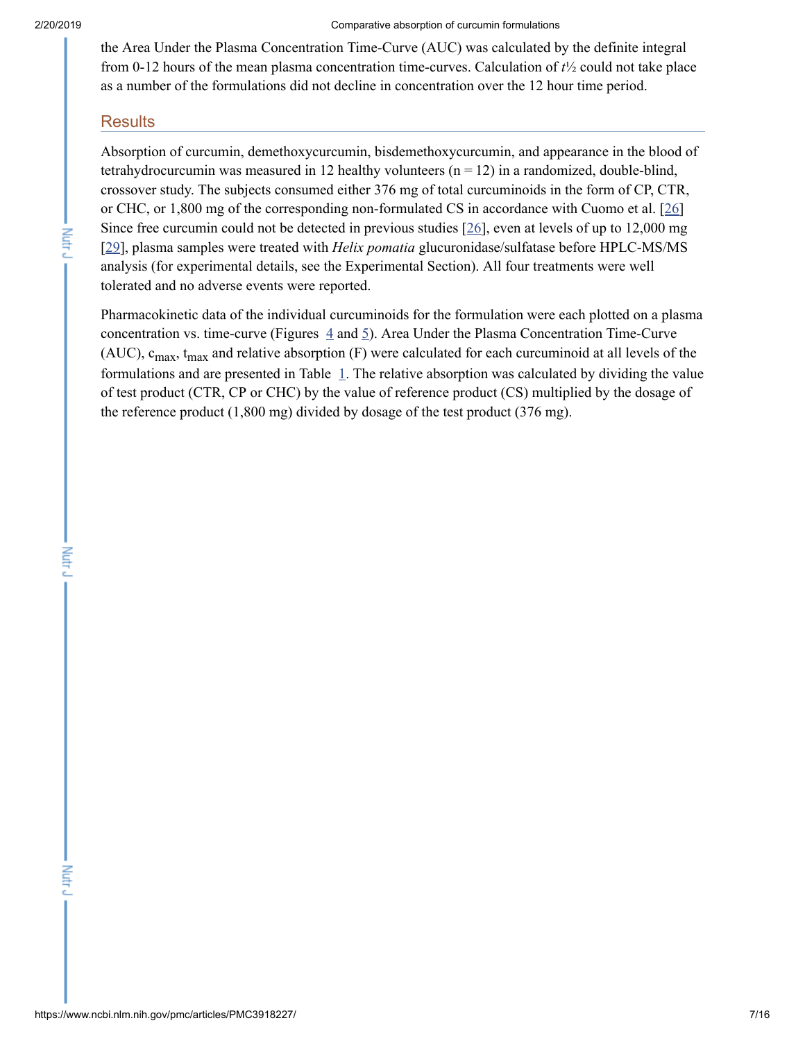the Area Under the Plasma Concentration Time-Curve (AUC) was calculated by the definite integral from 0-12 hours of the mean plasma concentration time-curves. Calculation of $t½$ could not take place as a number of the formulations did not decline in concentration over the 12 hour time period.

## Results

Absorption of curcumin, demethoxycurcumin, bisdemethoxycurcumin, and appearance in the blood of tetrahydrocurcumin was measured in 12 healthy volunteers (n = 12) in a randomized, double-blind, crossover study. The subjects consumed either 376 mg of total curcuminoids in the form of CP, CTR, or CHC, or 1,800 mg of the corresponding non-formulated CS in accordance with Cuomo et al. [26] Since free curcumin could not be detected in previous studies [26], even at levels of up to 12,000 mg [29], plasma samples were treated with *Helix pomatia* glucuronidase/sulfatase before HPLC-MS/MS analysis (for experimental details, see the Experimental Section). All four treatments were well tolerated and no adverse events were reported.

Pharmacokinetic data of the individual curcuminoids for the formulation were each plotted on a plasma concentration vs. time-curve (Figures 4 and 5). Area Under the Plasma Concentration Time-Curve (AUC), $c_{max}$, $t_{max}$ and relative absorption (F) were calculated for each curcuminoid at all levels of the formulations and are presented in Table 1. The relative absorption was calculated by dividing the value of test product (CTR, CP or CHC) by the value of reference product (CS) multiplied by the dosage of the reference product (1,800 mg) divided by dosage of the test product (376 mg).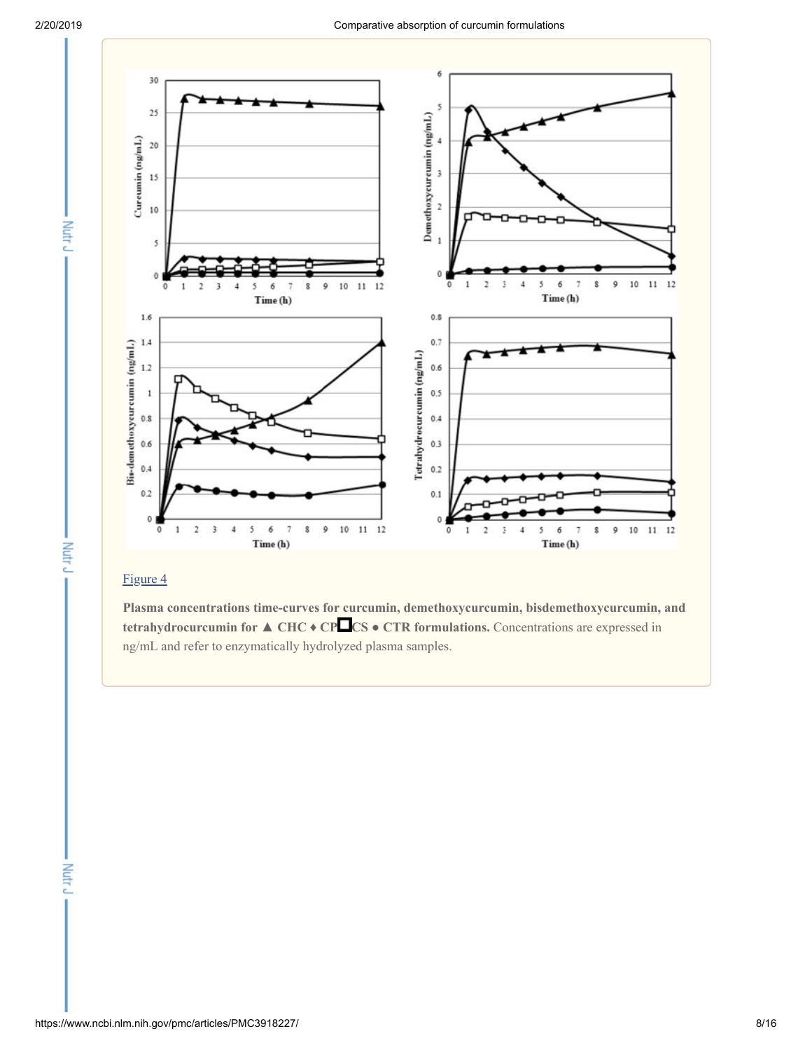Figure 4

**Plasma concentrations time-curves for curcumin, demethoxycurcumin, bisdemethoxycurcumin, and tetrahydrocurcumin for ▲ CHC ♦ CP □ CS ● CTR formulations.** Concentrations are expressed in ng/mL and refer to enzymatically hydrolyzed plasma samples.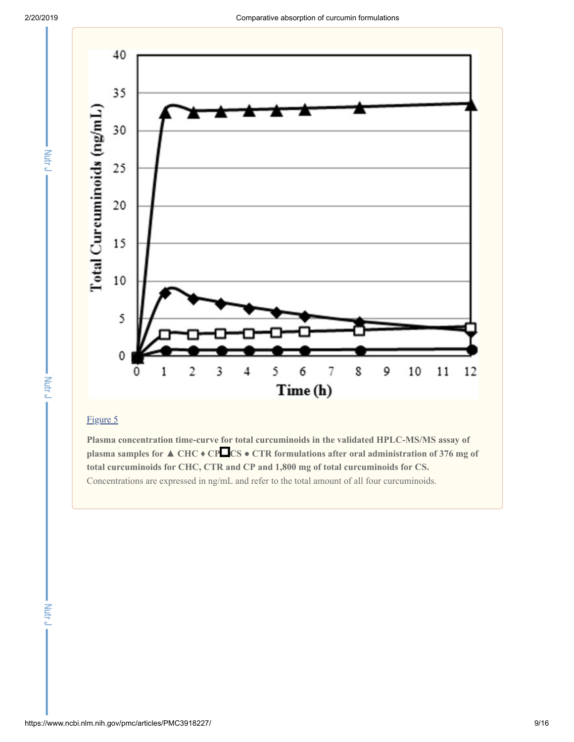[Figure 5](#)

**Plasma concentration time-curve for total curcuminoids in the validated HPLC-MS/MS assay of plasma samples for ▲ CHC ♦ CP □ CS ● CTR formulations after oral administration of 376 mg of total curcuminoids for CHC, CTR and CP and 1,800 mg of total curcuminoids for CS.** Concentrations are expressed in ng/mL and refer to the total amount of all four curcuminoids.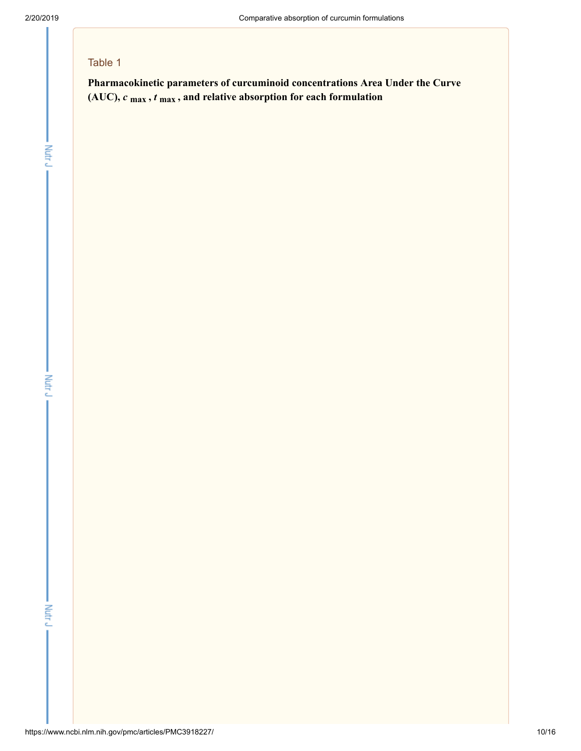Table 1

**Pharmacokinetic parameters of curcuminoid concentrations Area Under the Curve (AUC), $c_{max}$, $t_{max}$, and relative absorption for each formulation**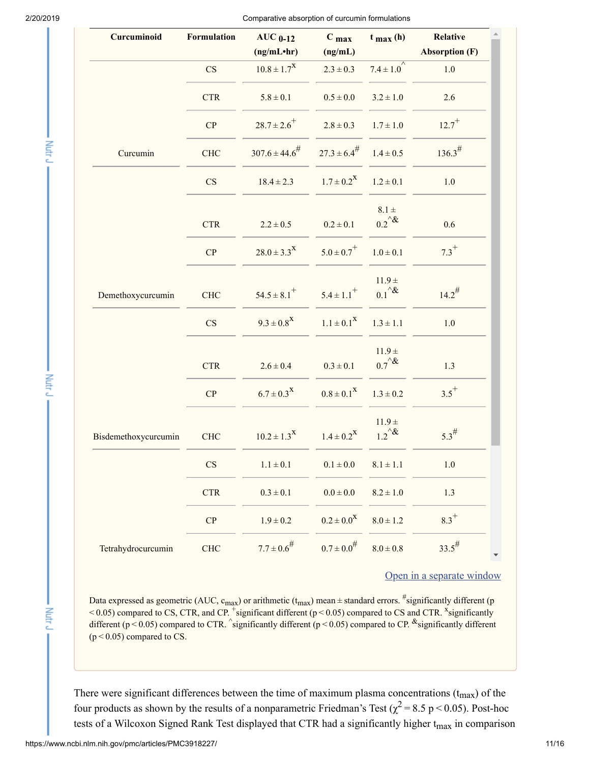| Curcuminoid | Formulation | AUC $_{0-12}$ (ng/mL•hr) | C $_{max}$ (ng/mL) | t $_{max}$ (h) | Relative Absorption (F) |
|---|---|---|---|---|---|
| | CS | $10.8 \pm 1.7^{x}$ | $2.3 \pm 0.3$ | $7.4 \pm 1.0^{\wedge}$ | 1.0 |
| | CTR | $5.8 \pm 0.1$ | $0.5 \pm 0.0$ | $3.2 \pm 1.0$ | 2.6 |
| | CP | $28.7 \pm 2.6^{+}$ | $2.8 \pm 0.3$ | $1.7 \pm 1.0$ | $12.7^{+}$ |
| Curcumin | CHC | $307.6 \pm 44.6^{\#}$ | $27.3 \pm 6.4^{\#}$ | $1.4 \pm 0.5$ | $136.3^{\#}$ |
| | CS | $18.4 \pm 2.3$ | $1.7 \pm 0.2^{x}$ | $1.2 \pm 0.1$ | 1.0 |
| | CTR | $2.2 \pm 0.5$ | $0.2 \pm 0.1$ | $8.1 \pm 0.2^{\wedge\&}$ | 0.6 |
| | CP | $28.0 \pm 3.3^{x}$ | $5.0 \pm 0.7^{+}$ | $1.0 \pm 0.1$ | $7.3^{+}$ |
| Demethoxycurcumin | CHC | $54.5 \pm 8.1^{+}$ | $5.4 \pm 1.1^{+}$ | $11.9 \pm 0.1^{\wedge\&}$ | $14.2^{\#}$ |
| | CS | $9.3 \pm 0.8^{x}$ | $1.1 \pm 0.1^{x}$ | $1.3 \pm 1.1$ | 1.0 |
| | CTR | $2.6 \pm 0.4$ | $0.3 \pm 0.1$ | $11.9 \pm 0.7^{\wedge\&}$ | 1.3 |
| | CP | $6.7 \pm 0.3^{x}$ | $0.8 \pm 0.1^{x}$ | $1.3 \pm 0.2$ | $3.5^{+}$ |
| Bisdemethoxycurcumin | CHC | $10.2 \pm 1.3^{x}$ | $1.4 \pm 0.2^{x}$ | $11.9 \pm 1.2^{\wedge\&}$ | $5.3^{\#}$ |
| | CS | $1.1 \pm 0.1$ | $0.1 \pm 0.0$ | $8.1 \pm 1.1$ | 1.0 |
| | CTR | $0.3 \pm 0.1$ | $0.0 \pm 0.0$ | $8.2 \pm 1.0$ | 1.3 |
| | CP | $1.9 \pm 0.2$ | $0.2 \pm 0.0^{x}$ | $8.0 \pm 1.2$ | $8.3^{+}$ |
| Tetrahydrocurcumin | CHC | $7.7 \pm 0.6^{\#}$ | $0.7 \pm 0.0^{\#}$ | $8.0 \pm 0.8$ | $33.5^{\#}$ |

Open in a separate window

Data expressed as geometric (AUC, $c_{max}$) or arithmetic ($t_{max}$) mean ± standard errors. $^{\#}$significantly different ($p < 0.05$) compared to CS, CTR, and CP. $^{+}$significant different ($p < 0.05$) compared to CS and CTR. $^{x}$significantly different ($p < 0.05$) compared to CTR. $^{\wedge}$significantly different ($p < 0.05$) compared to CP. $^{\&}$significantly different ($p < 0.05$) compared to CS.

There were significant differences between the time of maximum plasma concentrations ($t_{max}$) of the four products as shown by the results of a nonparametric Friedman's Test ($\chi^2 = 8.5$ $p < 0.05$). Post-hoc tests of a Wilcoxon Signed Rank Test displayed that CTR had a significantly higher $t_{max}$ in comparison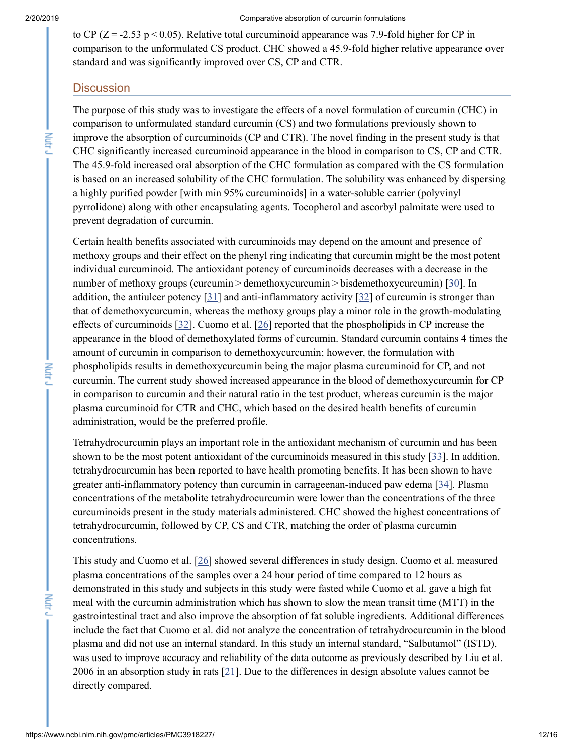to CP ($Z = -2.53$ $p < 0.05$). Relative total curcuminoid appearance was 7.9-fold higher for CP in comparison to the unformulated CS product. CHC showed a 45.9-fold higher relative appearance over standard and was significantly improved over CS, CP and CTR.

## Discussion

The purpose of this study was to investigate the effects of a novel formulation of curcumin (CHC) in comparison to unformulated standard curcumin (CS) and two formulations previously shown to improve the absorption of curcuminoids (CP and CTR). The novel finding in the present study is that CHC significantly increased curcuminoid appearance in the blood in comparison to CS, CP and CTR. The 45.9-fold increased oral absorption of the CHC formulation as compared with the CS formulation is based on an increased solubility of the CHC formulation. The solubility was enhanced by dispersing a highly purified powder [with min 95% curcuminoids] in a water-soluble carrier (polyvinyl pyrrolidone) along with other encapsulating agents. Tocopherol and ascorbyl palmitate were used to prevent degradation of curcumin.

Certain health benefits associated with curcuminoids may depend on the amount and presence of methoxy groups and their effect on the phenyl ring indicating that curcumin might be the most potent individual curcuminoid. The antioxidant potency of curcuminoids decreases with a decrease in the number of methoxy groups (curcumin > demethoxycurcumin > bisdemethoxycurcumin) [30]. In addition, the antiulcer potency [31] and anti-inflammatory activity [32] of curcumin is stronger than that of demethoxycurcumin, whereas the methoxy groups play a minor role in the growth-modulating effects of curcuminoids [32]. Cuomo et al. [26] reported that the phospholipids in CP increase the appearance in the blood of demethoxylated forms of curcumin. Standard curcumin contains 4 times the amount of curcumin in comparison to demethoxycurcumin; however, the formulation with phospholipids results in demethoxycurcumin being the major plasma curcuminoid for CP, and not curcumin. The current study showed increased appearance in the blood of demethoxycurcumin for CP in comparison to curcumin and their natural ratio in the test product, whereas curcumin is the major plasma curcuminoid for CTR and CHC, which based on the desired health benefits of curcumin administration, would be the preferred profile.

Tetrahydrocurcumin plays an important role in the antioxidant mechanism of curcumin and has been shown to be the most potent antioxidant of the curcuminoids measured in this study [33]. In addition, tetrahydrocurcumin has been reported to have health promoting benefits. It has been shown to have greater anti-inflammatory potency than curcumin in carrageenan-induced paw edema [34]. Plasma concentrations of the metabolite tetrahydrocurcumin were lower than the concentrations of the three curcuminoids present in the study materials administered. CHC showed the highest concentrations of tetrahydrocurcumin, followed by CP, CS and CTR, matching the order of plasma curcumin concentrations.

This study and Cuomo et al. [26] showed several differences in study design. Cuomo et al. measured plasma concentrations of the samples over a 24 hour period of time compared to 12 hours as demonstrated in this study and subjects in this study were fasted while Cuomo et al. gave a high fat meal with the curcumin administration which has shown to slow the mean transit time (MTT) in the gastrointestinal tract and also improve the absorption of fat soluble ingredients. Additional differences include the fact that Cuomo et al. did not analyze the concentration of tetrahydrocurcumin in the blood plasma and did not use an internal standard. In this study an internal standard, "Salbutamol" (ISTD), was used to improve accuracy and reliability of the data outcome as previously described by Liu et al. 2006 in an absorption study in rats [21]. Due to the differences in design absolute values cannot be directly compared.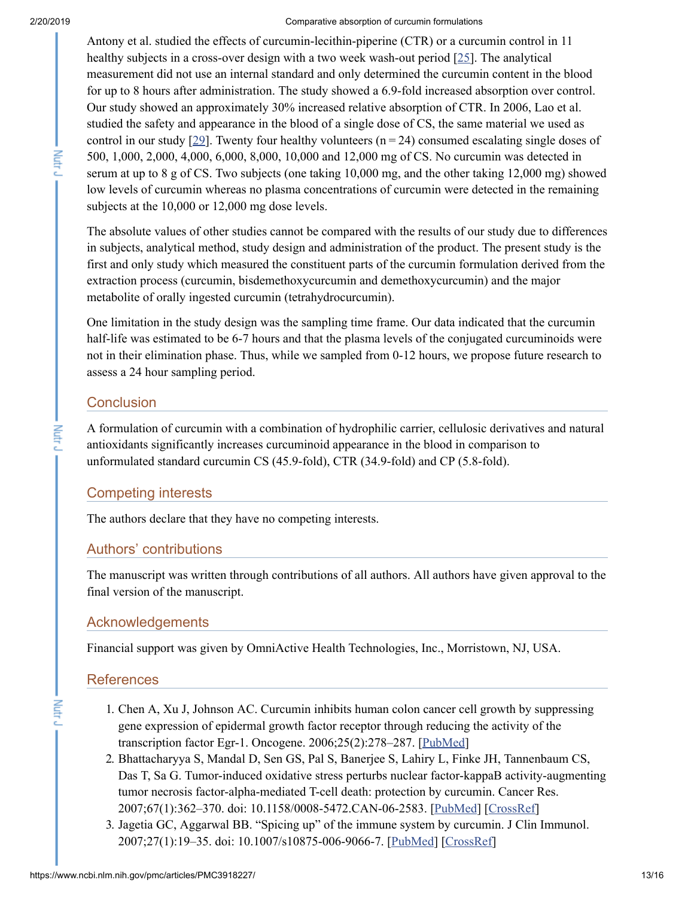Antony et al. studied the effects of curcumin-lecithin-piperine (CTR) or a curcumin control in 11 healthy subjects in a cross-over design with a two week wash-out period [25]. The analytical measurement did not use an internal standard and only determined the curcumin content in the blood for up to 8 hours after administration. The study showed a 6.9-fold increased absorption over control. Our study showed an approximately 30% increased relative absorption of CTR. In 2006, Lao et al. studied the safety and appearance in the blood of a single dose of CS, the same material we used as control in our study [29]. Twenty four healthy volunteers ($n = 24$) consumed escalating single doses of 500, 1,000, 2,000, 4,000, 6,000, 8,000, 10,000 and 12,000 mg of CS. No curcumin was detected in serum at up to 8 g of CS. Two subjects (one taking 10,000 mg, and the other taking 12,000 mg) showed low levels of curcumin whereas no plasma concentrations of curcumin were detected in the remaining subjects at the 10,000 or 12,000 mg dose levels.

The absolute values of other studies cannot be compared with the results of our study due to differences in subjects, analytical method, study design and administration of the product. The present study is the first and only study which measured the constituent parts of the curcumin formulation derived from the extraction process (curcumin, bisdemethoxycurcumin and demethoxycurcumin) and the major metabolite of orally ingested curcumin (tetrahydrocurcumin).

One limitation in the study design was the sampling time frame. Our data indicated that the curcumin half-life was estimated to be 6-7 hours and that the plasma levels of the conjugated curcuminoids were not in their elimination phase. Thus, while we sampled from 0-12 hours, we propose future research to assess a 24 hour sampling period.

## Conclusion

A formulation of curcumin with a combination of hydrophilic carrier, cellulosic derivatives and natural antioxidants significantly increases curcuminoid appearance in the blood in comparison to unformulated standard curcumin CS (45.9-fold), CTR (34.9-fold) and CP (5.8-fold).

## Competing interests

The authors declare that they have no competing interests.

## Authors' contributions

The manuscript was written through contributions of all authors. All authors have given approval to the final version of the manuscript.

## Acknowledgements

Financial support was given by OmniActive Health Technologies, Inc., Morristown, NJ, USA.

## References

1. Chen A, Xu J, Johnson AC. Curcumin inhibits human colon cancer cell growth by suppressing gene expression of epidermal growth factor receptor through reducing the activity of the transcription factor Egr-1. Oncogene. 2006;25(2):278–287. [PubMed]
2. Bhattacharyya S, Mandal D, Sen GS, Pal S, Banerjee S, Lahiry L, Finke JH, Tannenbaum CS, Das T, Sa G. Tumor-induced oxidative stress perturbs nuclear factor-kappaB activity-augmenting tumor necrosis factor-alpha-mediated T-cell death: protection by curcumin. Cancer Res. 2007;67(1):362–370. doi: 10.1158/0008-5472.CAN-06-2583. [PubMed] [CrossRef]
3. Jagetia GC, Aggarwal BB. "Spicing up" of the immune system by curcumin. J Clin Immunol. 2007;27(1):19–35. doi: 10.1007/s10875-006-9066-7. [PubMed] [CrossRef]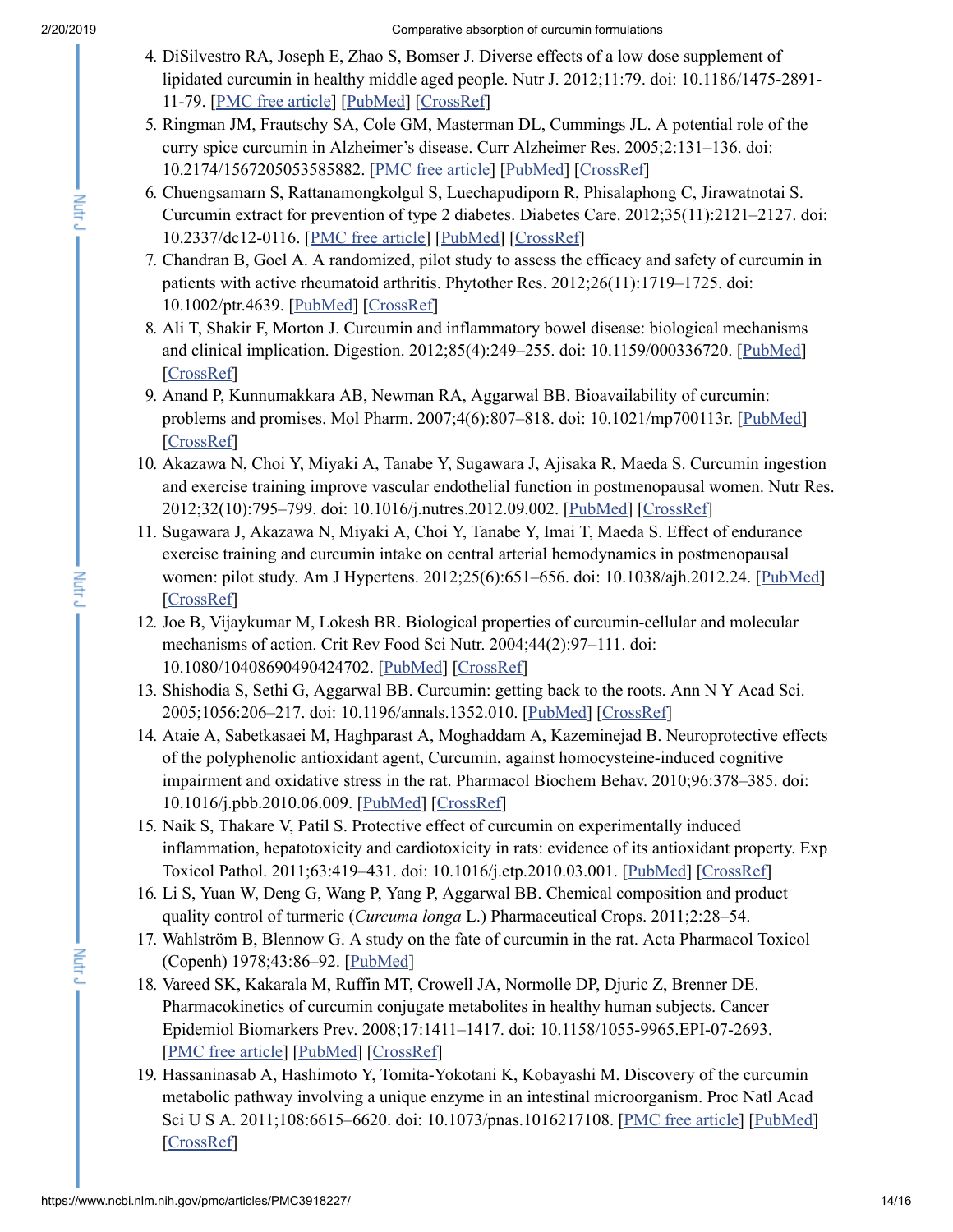4. DiSilvestro RA, Joseph E, Zhao S, Bomser J. Diverse effects of a low dose supplement of lipidated curcumin in healthy middle aged people. Nutr J. 2012;11:79. doi: 10.1186/1475-2891-11-79. [PMC free article] [PubMed] [CrossRef]
5. Ringman JM, Frautschy SA, Cole GM, Masterman DL, Cummings JL. A potential role of the curry spice curcumin in Alzheimer's disease. Curr Alzheimer Res. 2005;2:131–136. doi: 10.2174/1567205053585882. [PMC free article] [PubMed] [CrossRef]
6. Chuengsamarn S, Rattanamongkolgul S, Luechapudiporn R, Phisalaphong C, Jirawatnotai S. Curcumin extract for prevention of type 2 diabetes. Diabetes Care. 2012;35(11):2121–2127. doi: 10.2337/dc12-0116. [PMC free article] [PubMed] [CrossRef]
7. Chandran B, Goel A. A randomized, pilot study to assess the efficacy and safety of curcumin in patients with active rheumatoid arthritis. Phytother Res. 2012;26(11):1719–1725. doi: 10.1002/ptr.4639. [PubMed] [CrossRef]
8. Ali T, Shakir F, Morton J. Curcumin and inflammatory bowel disease: biological mechanisms and clinical implication. Digestion. 2012;85(4):249–255. doi: 10.1159/000336720. [PubMed] [CrossRef]
9. Anand P, Kunnumakkara AB, Newman RA, Aggarwal BB. Bioavailability of curcumin: problems and promises. Mol Pharm. 2007;4(6):807–818. doi: 10.1021/mp700113r. [PubMed] [CrossRef]
10. Akazawa N, Choi Y, Miyaki A, Tanabe Y, Sugawara J, Ajisaka R, Maeda S. Curcumin ingestion and exercise training improve vascular endothelial function in postmenopausal women. Nutr Res. 2012;32(10):795–799. doi: 10.1016/j.nutres.2012.09.002. [PubMed] [CrossRef]
11. Sugawara J, Akazawa N, Miyaki A, Choi Y, Tanabe Y, Imai T, Maeda S. Effect of endurance exercise training and curcumin intake on central arterial hemodynamics in postmenopausal women: pilot study. Am J Hypertens. 2012;25(6):651–656. doi: 10.1038/ajh.2012.24. [PubMed] [CrossRef]
12. Joe B, Vijaykumar M, Lokesh BR. Biological properties of curcumin-cellular and molecular mechanisms of action. Crit Rev Food Sci Nutr. 2004;44(2):97–111. doi: 10.1080/10408690490424702. [PubMed] [CrossRef]
13. Shishodia S, Sethi G, Aggarwal BB. Curcumin: getting back to the roots. Ann N Y Acad Sci. 2005;1056:206–217. doi: 10.1196/annals.1352.010. [PubMed] [CrossRef]
14. Ataie A, Sabetkasaei M, Haghparast A, Moghaddam A, Kazeminejad B. Neuroprotective effects of the polyphenolic antioxidant agent, Curcumin, against homocysteine-induced cognitive impairment and oxidative stress in the rat. Pharmacol Biochem Behav. 2010;96:378–385. doi: 10.1016/j.pbb.2010.06.009. [PubMed] [CrossRef]
15. Naik S, Thakare V, Patil S. Protective effect of curcumin on experimentally induced inflammation, hepatotoxicity and cardiotoxicity in rats: evidence of its antioxidant property. Exp Toxicol Pathol. 2011;63:419–431. doi: 10.1016/j.etp.2010.03.001. [PubMed] [CrossRef]
16. Li S, Yuan W, Deng G, Wang P, Yang P, Aggarwal BB. Chemical composition and product quality control of turmeric (*Curcuma longa* L.) Pharmaceutical Crops. 2011;2:28–54.
17. Wahlström B, Blennow G. A study on the fate of curcumin in the rat. Acta Pharmacol Toxicol (Copenh) 1978;43:86–92. [PubMed]
18. Vareed SK, Kakarala M, Ruffin MT, Crowell JA, Normolle DP, Djuric Z, Brenner DE. Pharmacokinetics of curcumin conjugate metabolites in healthy human subjects. Cancer Epidemiol Biomarkers Prev. 2008;17:1411–1417. doi: 10.1158/1055-9965.EPI-07-2693. [PMC free article] [PubMed] [CrossRef]
19. Hassaninasab A, Hashimoto Y, Tomita-Yokotani K, Kobayashi M. Discovery of the curcumin metabolic pathway involving a unique enzyme in an intestinal microorganism. Proc Natl Acad Sci U S A. 2011;108:6615–6620. doi: 10.1073/pnas.1016217108. [PMC free article] [PubMed] [CrossRef]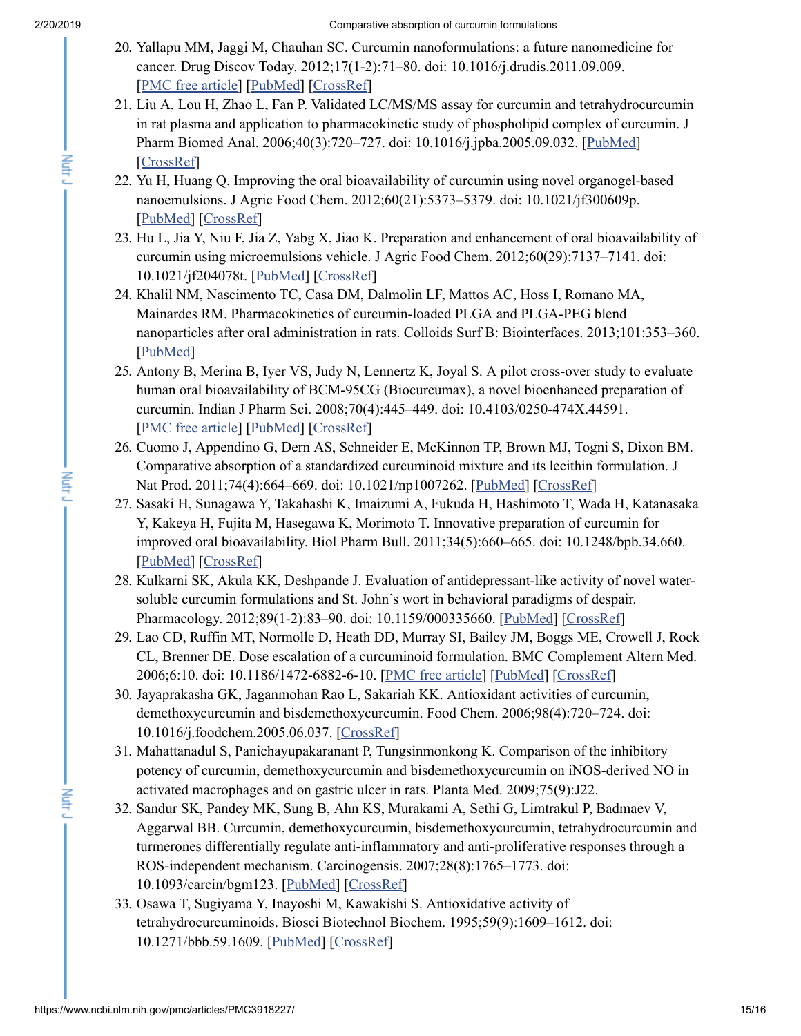20. Yallapu MM, Jaggi M, Chauhan SC. Curcumin nanoformulations: a future nanomedicine for cancer. Drug Discov Today. 2012;17(1-2):71–80. doi: 10.1016/j.drudis.2011.09.009. [PMC free article] [PubMed] [CrossRef]
21. Liu A, Lou H, Zhao L, Fan P. Validated LC/MS/MS assay for curcumin and tetrahydrocurcumin in rat plasma and application to pharmacokinetic study of phospholipid complex of curcumin. J Pharm Biomed Anal. 2006;40(3):720–727. doi: 10.1016/j.jpba.2005.09.032. [PubMed] [CrossRef]
22. Yu H, Huang Q. Improving the oral bioavailability of curcumin using novel organogel-based nanoemulsions. J Agric Food Chem. 2012;60(21):5373–5379. doi: 10.1021/jf300609p. [PubMed] [CrossRef]
23. Hu L, Jia Y, Niu F, Jia Z, Yabg X, Jiao K. Preparation and enhancement of oral bioavailability of curcumin using microemulsions vehicle. J Agric Food Chem. 2012;60(29):7137–7141. doi: 10.1021/jf204078t. [PubMed] [CrossRef]
24. Khalil NM, Nascimento TC, Casa DM, Dalmolin LF, Mattos AC, Hoss I, Romano MA, Mainardes RM. Pharmacokinetics of curcumin-loaded PLGA and PLGA-PEG blend nanoparticles after oral administration in rats. Colloids Surf B: Biointerfaces. 2013;101:353–360. [PubMed]
25. Antony B, Merina B, Iyer VS, Judy N, Lennertz K, Joyal S. A pilot cross-over study to evaluate human oral bioavailability of BCM-95CG (Biocurcumax), a novel bioenhanced preparation of curcumin. Indian J Pharm Sci. 2008;70(4):445–449. doi: 10.4103/0250-474X.44591. [PMC free article] [PubMed] [CrossRef]
26. Cuomo J, Appendino G, Dern AS, Schneider E, McKinnon TP, Brown MJ, Togni S, Dixon BM. Comparative absorption of a standardized curcuminoid mixture and its lecithin formulation. J Nat Prod. 2011;74(4):664–669. doi: 10.1021/np1007262. [PubMed] [CrossRef]
27. Sasaki H, Sunagawa Y, Takahashi K, Imaizumi A, Fukuda H, Hashimoto T, Wada H, Katanasaka Y, Kakeya H, Fujita M, Hasegawa K, Morimoto T. Innovative preparation of curcumin for improved oral bioavailability. Biol Pharm Bull. 2011;34(5):660–665. doi: 10.1248/bpb.34.660. [PubMed] [CrossRef]
28. Kulkarni SK, Akula KK, Deshpande J. Evaluation of antidepressant-like activity of novel water-soluble curcumin formulations and St. John's wort in behavioral paradigms of despair. Pharmacology. 2012;89(1-2):83–90. doi: 10.1159/000335660. [PubMed] [CrossRef]
29. Lao CD, Ruffin MT, Normolle D, Heath DD, Murray SI, Bailey JM, Boggs ME, Crowell J, Rock CL, Brenner DE. Dose escalation of a curcuminoid formulation. BMC Complement Altern Med. 2006;6:10. doi: 10.1186/1472-6882-6-10. [PMC free article] [PubMed] [CrossRef]
30. Jayaprakasha GK, Jaganmohan Rao L, Sakariah KK. Antioxidant activities of curcumin, demethoxycurcumin and bisdemethoxycurcumin. Food Chem. 2006;98(4):720–724. doi: 10.1016/j.foodchem.2005.06.037. [CrossRef]
31. Mahattanadul S, Panichayupakaranant P, Tungsinmonkong K. Comparison of the inhibitory potency of curcumin, demethoxycurcumin and bisdemethoxycurcumin on iNOS-derived NO in activated macrophages and on gastric ulcer in rats. Planta Med. 2009;75(9):J22.
32. Sandur SK, Pandey MK, Sung B, Ahn KS, Murakami A, Sethi G, Limtrakul P, Badmaev V, Aggarwal BB. Curcumin, demethoxycurcumin, bisdemethoxycurcumin, tetrahydrocurcumin and turmerones differentially regulate anti-inflammatory and anti-proliferative responses through a ROS-independent mechanism. Carcinogenesis. 2007;28(8):1765–1773. doi: 10.1093/carcin/bgm123. [PubMed] [CrossRef]
33. Osawa T, Sugiyama Y, Inayoshi M, Kawakishi S. Antioxidative activity of tetrahydrocurcuminoids. Biosci Biotechnol Biochem. 1995;59(9):1609–1612. doi: 10.1271/bbb.59.1609. [PubMed] [CrossRef]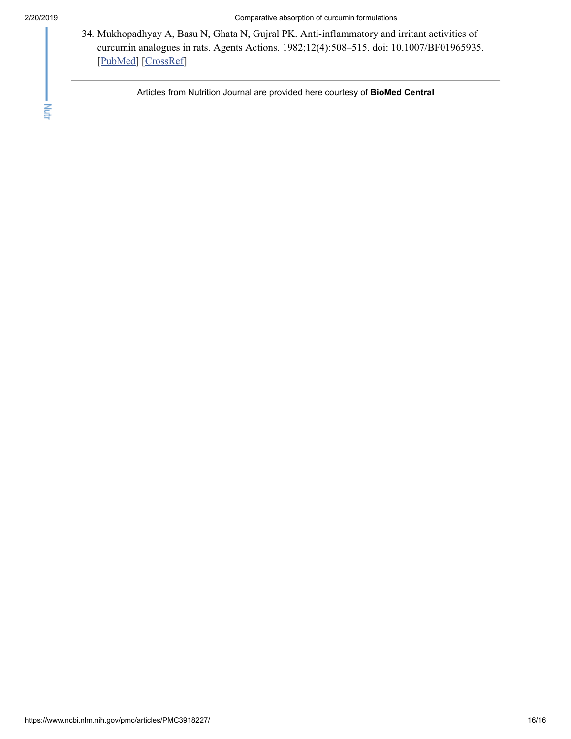34. Mukhopadhyay A, Basu N, Ghata N, Gujral PK. Anti-inflammatory and irritant activities of curcumin analogues in rats. Agents Actions. 1982;12(4):508–515. doi: 10.1007/BF01965935. [PubMed] [CrossRef]

---

Articles from Nutrition Journal are provided here courtesy of **BioMed Central**